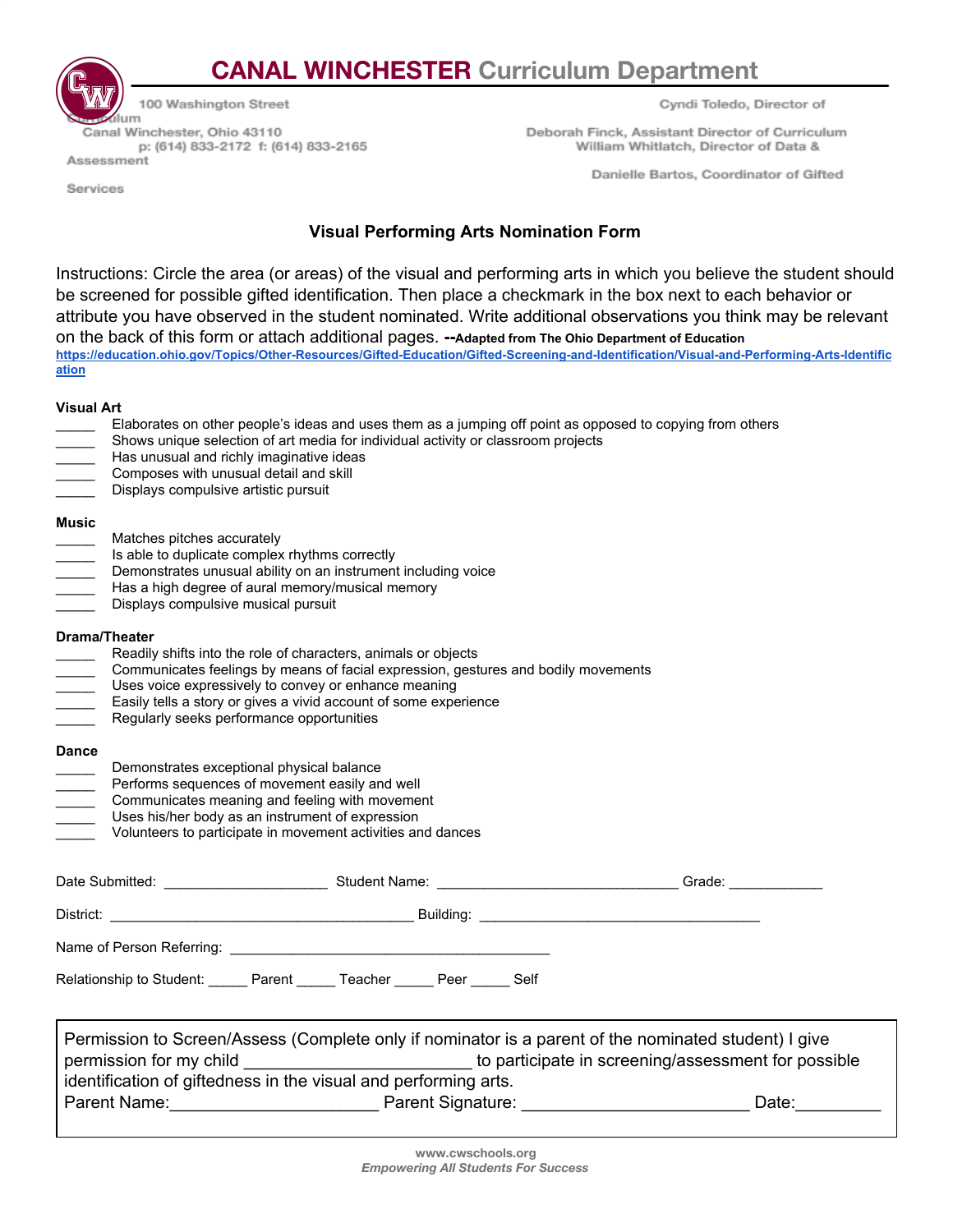# CANAL WINCHESTER Curriculum Department

100 Washington Street
Canal Winchester, Ohio 43110
p: (614) 833-2172 f: (614) 833-2165

Cyndi Toledo, Director of Curriculum
Deborah Finck, Assistant Director of Curriculum
William Whitlatch, Director of Data & Assessment Services
Danielle Bartos, Coordinator of Gifted Services

## Visual Performing Arts Nomination Form

Instructions: Circle the area (or areas) of the visual and performing arts in which you believe the student should be screened for possible gifted identification. Then place a checkmark in the box next to each behavior or attribute you have observed in the student nominated. Write additional observations you think may be relevant on the back of this form or attach additional pages. --**Adapted from The Ohio Department of Education** https://education.ohio.gov/Topics/Other-Resources/Gifted-Education/Gifted-Screening-and-Identification/Visual-and-Performing-Arts-Identification

**Visual Art**

_____ Elaborates on other people's ideas and uses them as a jumping off point as opposed to copying from others
_____ Shows unique selection of art media for individual activity or classroom projects
_____ Has unusual and richly imaginative ideas
_____ Composes with unusual detail and skill
_____ Displays compulsive artistic pursuit

**Music**

_____ Matches pitches accurately
_____ Is able to duplicate complex rhythms correctly
_____ Demonstrates unusual ability on an instrument including voice
_____ Has a high degree of aural memory/musical memory
_____ Displays compulsive musical pursuit

**Drama/Theater**

_____ Readily shifts into the role of characters, animals or objects
_____ Communicates feelings by means of facial expression, gestures and bodily movements
_____ Uses voice expressively to convey or enhance meaning
_____ Easily tells a story or gives a vivid account of some experience
_____ Regularly seeks performance opportunities

**Dance**

_____ Demonstrates exceptional physical balance
_____ Performs sequences of movement easily and well
_____ Communicates meaning and feeling with movement
_____ Uses his/her body as an instrument of expression
_____ Volunteers to participate in movement activities and dances

Date Submitted: ____________________ Student Name: ______________________________ Grade: ___________

District: ______________________________________ Building: ___________________________________

Name of Person Referring: ________________________________________

Relationship to Student: _____ Parent _____ Teacher _____ Peer _____ Self

Permission to Screen/Assess (Complete only if nominator is a parent of the nominated student) I give permission for my child ________________________ to participate in screening/assessment for possible identification of giftedness in the visual and performing arts.
Parent Name:_____________________ Parent Signature: ________________________ Date:_________

www.cwschools.org
*Empowering All Students For Success*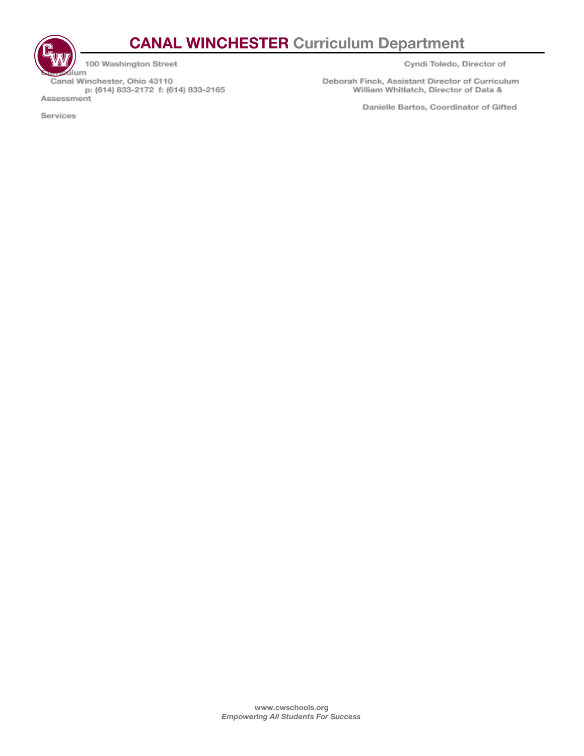# CANAL WINCHESTER Curriculum Department

100 Washington Street
Canal Winchester, Ohio 43110
p: (614) 833-2172 f: (614) 833-2165

Cyndi Toledo, Director of Curriculum
Deborah Finck, Assistant Director of Curriculum
William Whitlatch, Director of Data & Assessment
Danielle Bartos, Coordinator of Gifted Services

www.cwschools.org
*Empowering All Students For Success*